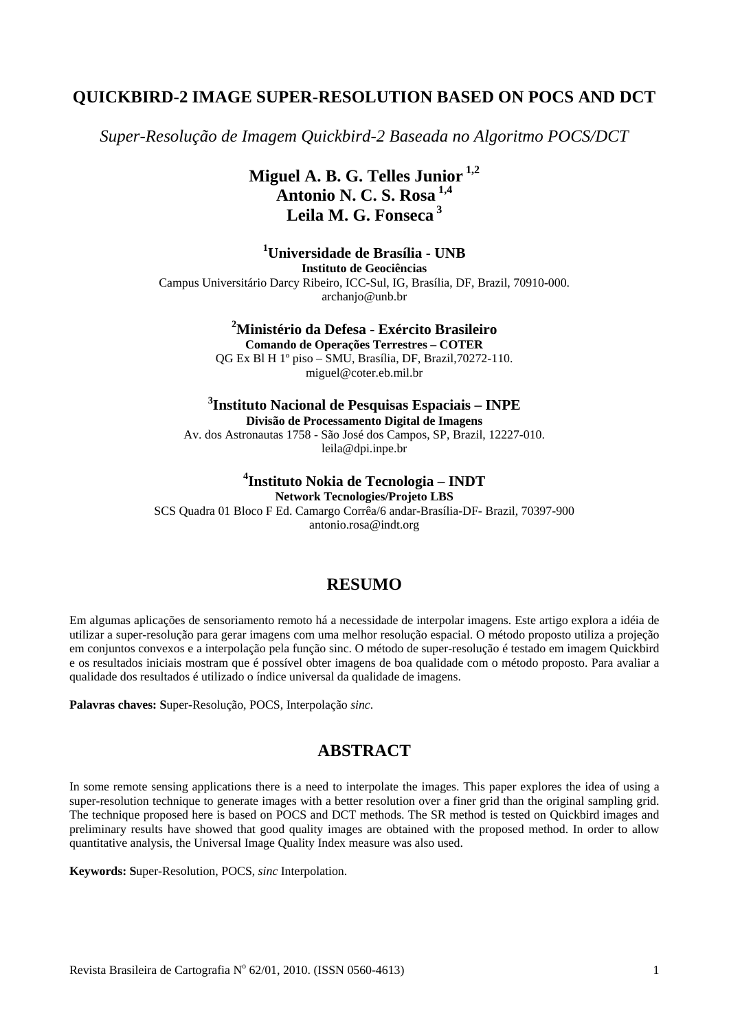# QUICKBIRD-2 IMAGE SUPER-RESOLUTION BASED ON POCS AND DCT

*Super-Resolução de Imagem Quickbird-2 Baseada no Algoritmo POCS/DCT*

**Miguel A. B. G. Telles Junior [1,2]**
**Antonio N. C. S. Rosa [1,4]**
**Leila M. G. Fonseca [3]**

**[1]Universidade de Brasília - UNB**
**Instituto de Geociências**
Campus Universitário Darcy Ribeiro, ICC-Sul, IG, Brasília, DF, Brazil, 70910-000.
archanjo@unb.br

**[2]Ministério da Defesa - Exército Brasileiro**
**Comando de Operações Terrestres – COTER**
QG Ex Bl H 1º piso – SMU, Brasília, DF, Brazil,70272-110.
miguel@coter.eb.mil.br

**[3]Instituto Nacional de Pesquisas Espaciais – INPE**
**Divisão de Processamento Digital de Imagens**
Av. dos Astronautas 1758 - São José dos Campos, SP, Brazil, 12227-010.
leila@dpi.inpe.br

**[4]Instituto Nokia de Tecnologia – INDT**
**Network Tecnologies/Projeto LBS**
SCS Quadra 01 Bloco F Ed. Camargo Corrêa/6 andar-Brasília-DF- Brazil, 70397-900
antonio.rosa@indt.org

## RESUMO

Em algumas aplicações de sensoriamento remoto há a necessidade de interpolar imagens. Este artigo explora a idéia de utilizar a super-resolução para gerar imagens com uma melhor resolução espacial. O método proposto utiliza a projeção em conjuntos convexos e a interpolação pela função sinc. O método de super-resolução é testado em imagem Quickbird e os resultados iniciais mostram que é possível obter imagens de boa qualidade com o método proposto. Para avaliar a qualidade dos resultados é utilizado o índice universal da qualidade de imagens.

**Palavras chaves: S**uper-Resolução, POCS, Interpolação *sinc*.

## ABSTRACT

In some remote sensing applications there is a need to interpolate the images. This paper explores the idea of using a super-resolution technique to generate images with a better resolution over a finer grid than the original sampling grid. The technique proposed here is based on POCS and DCT methods. The SR method is tested on Quickbird images and preliminary results have showed that good quality images are obtained with the proposed method. In order to allow quantitative analysis, the Universal Image Quality Index measure was also used.

**Keywords: S**uper-Resolution, POCS, *sinc* Interpolation.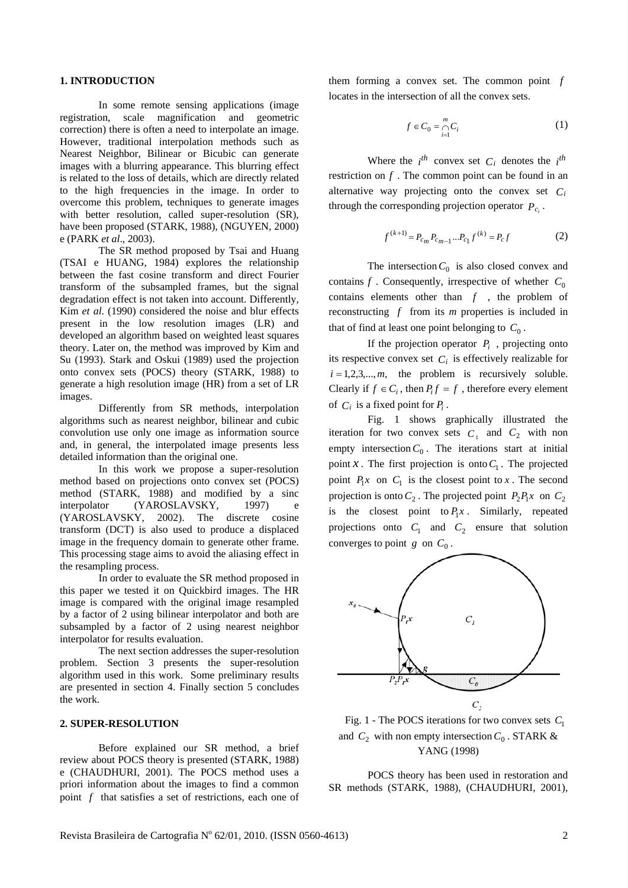## 1. INTRODUCTION

In some remote sensing applications (image registration, scale magnification and geometric correction) there is often a need to interpolate an image. However, traditional interpolation methods such as Nearest Neighbor, Bilinear or Bicubic can generate images with a blurring appearance. This blurring effect is related to the loss of details, which are directly related to the high frequencies in the image. In order to overcome this problem, techniques to generate images with better resolution, called super-resolution (SR), have been proposed (STARK, 1988), (NGUYEN, 2000) e (PARK *et al*., 2003).

The SR method proposed by Tsai and Huang (TSAI e HUANG, 1984) explores the relationship between the fast cosine transform and direct Fourier transform of the subsampled frames, but the signal degradation effect is not taken into account. Differently, Kim *et al.* (1990) considered the noise and blur effects present in the low resolution images (LR) and developed an algorithm based on weighted least squares theory. Later on, the method was improved by Kim and Su (1993). Stark and Oskui (1989) used the projection onto convex sets (POCS) theory (STARK, 1988) to generate a high resolution image (HR) from a set of LR images.

Differently from SR methods, interpolation algorithms such as nearest neighbor, bilinear and cubic convolution use only one image as information source and, in general, the interpolated image presents less detailed information than the original one.

In this work we propose a super-resolution method based on projections onto convex set (POCS) method (STARK, 1988) and modified by a sinc interpolator (YAROSLAVSKY, 1997) e (YAROSLAVSKY, 2002). The discrete cosine transform (DCT) is also used to produce a displaced image in the frequency domain to generate other frame. This processing stage aims to avoid the aliasing effect in the resampling process.

In order to evaluate the SR method proposed in this paper we tested it on Quickbird images. The HR image is compared with the original image resampled by a factor of 2 using bilinear interpolator and both are subsampled by a factor of 2 using nearest neighbor interpolator for results evaluation.

The next section addresses the super-resolution problem. Section 3 presents the super-resolution algorithm used in this work. Some preliminary results are presented in section 4. Finally section 5 concludes the work.

## 2. SUPER-RESOLUTION

Before explained our SR method, a brief review about POCS theory is presented (STARK, 1988) e (CHAUDHURI, 2001). The POCS method uses a priori information about the images to find a common point $f$ that satisfies a set of restrictions, each one of them forming a convex set. The common point $f$ locates in the intersection of all the convex sets.

$$f \in C_0 = \bigcap_{i=1}^{m} C_i \tag{1}$$

Where the $i^{th}$ convex set $C_i$ denotes the $i^{th}$ restriction on $f$. The common point can be found in an alternative way projecting onto the convex set $C_i$ through the corresponding projection operator $P_{c_i}$.

$$f^{(k+1)} = P_{c_m} P_{c_{m-1}} ... P_{c_1} f^{(k)} = P_c f \tag{2}$$

The intersection $C_0$ is also closed convex and contains $f$. Consequently, irrespective of whether $C_0$ contains elements other than $f$, the problem of reconstructing $f$ from its $m$ properties is included in that of find at least one point belonging to $C_0$.

If the projection operator $P_i$, projecting onto its respective convex set $C_i$ is effectively realizable for $i = 1,2,3,...,m$, the problem is recursively soluble. Clearly if $f \in C_i$, then $P_i f = f$, therefore every element of $C_i$ is a fixed point for $P_i$.

Fig. 1 shows graphically illustrated the iteration for two convex sets $C_1$ and $C_2$ with non empty intersection $C_0$. The iterations start at initial point $x$. The first projection is onto $C_1$. The projected point $P_1x$ on $C_1$ is the closest point to $x$. The second projection is onto $C_2$. The projected point $P_2P_1x$ on $C_2$ is the closest point to $P_1x$. Similarly, repeated projections onto $C_1$ and $C_2$ ensure that solution converges to point $g$ on $C_0$.

$x_0$

$P_1x$

$C_1$

$g$

$P_2P_1x$

$C_0$

$C_2$

Fig. 1 - The POCS iterations for two convex sets $C_1$ and $C_2$ with non empty intersection $C_0$. STARK & YANG (1998)

POCS theory has been used in restoration and SR methods (STARK, 1988), (CHAUDHURI, 2001),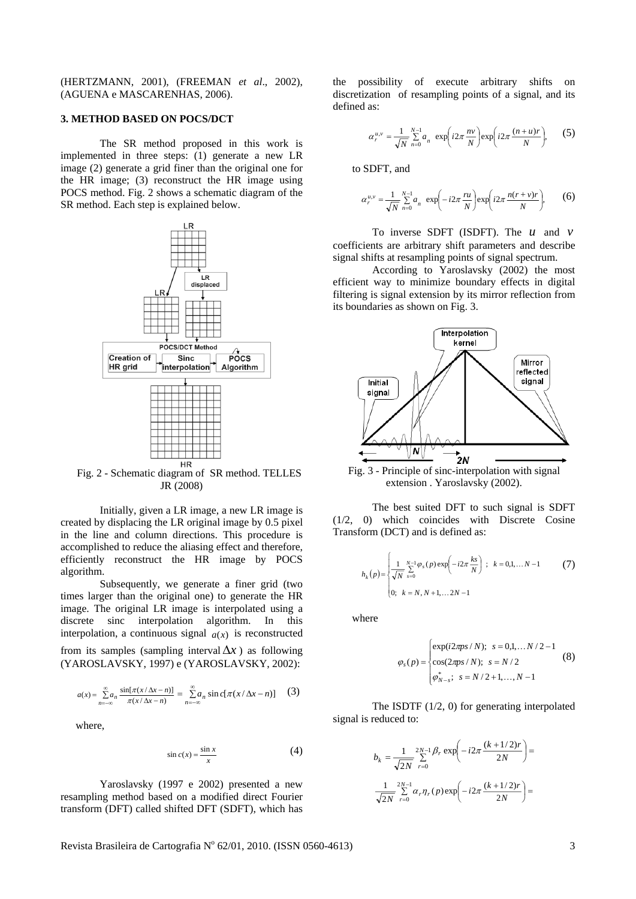(HERTZMANN, 2001), (FREEMAN *et al*., 2002), (AGUENA e MASCARENHAS, 2006).

### 3. METHOD BASED ON POCS/DCT

The SR method proposed in this work is implemented in three steps: (1) generate a new LR image (2) generate a grid finer than the original one for the HR image; (3) reconstruct the HR image using POCS method. Fig. 2 shows a schematic diagram of the SR method. Each step is explained below.

LR

LR displaced

LR

POCS/DCT Method

Creation of HR grid

Sinc interpolation

POCS Algorithm

HR

Fig. 2 - Schematic diagram of SR method. TELLES JR (2008)

Initially, given a LR image, a new LR image is created by displacing the LR original image by 0.5 pixel in the line and column directions. This procedure is accomplished to reduce the aliasing effect and therefore, efficiently reconstruct the HR image by POCS algorithm.

Subsequently, we generate a finer grid (two times larger than the original one) to generate the HR image. The original LR image is interpolated using a discrete sinc interpolation algorithm. In this interpolation, a continuous signal $a(x)$ is reconstructed from its samples (sampling interval $\Delta x$) as following (YAROSLAVSKY, 1997) e (YAROSLAVSKY, 2002):

$$a(x) = \sum_{n=-\infty}^{\infty} a_n \frac{\sin[\pi(x/\Delta x - n)]}{\pi(x/\Delta x - n)} = \sum_{n=-\infty}^{\infty} a_n \sin c[\pi(x/\Delta x - n)] \quad (3)$$

where,

$$\sin c(x) = \frac{\sin x}{x} \quad (4)$$

Yaroslavsky (1997 e 2002) presented a new resampling method based on a modified direct Fourier transform (DFT) called shifted DFT (SDFT), which has the possibility of execute arbitrary shifts on discretization of resampling points of a signal, and its defined as:

$$\alpha_r^{u,v} = \frac{1}{\sqrt{N}} \sum_{n=0}^{N-1} a_n \exp\left(i2\pi \frac{nv}{N}\right) \exp\left(i2\pi \frac{(n+u)r}{N}\right), \quad (5)$$

to SDFT, and

$$\alpha_r^{u,v} = \frac{1}{\sqrt{N}} \sum_{n=0}^{N-1} a_n \exp\left(-i2\pi \frac{ru}{N}\right) \exp\left(i2\pi \frac{n(r+v)r}{N}\right), \quad (6)$$

To inverse SDFT (ISDFT). The $u$ and $v$ coefficients are arbitrary shift parameters and describe signal shifts at resampling points of signal spectrum.

According to Yaroslavsky (2002) the most efficient way to minimize boundary effects in digital filtering is signal extension by its mirror reflection from its boundaries as shown on Fig. 3.

Interpolation kernel

Mirror reflected signal

Initial signal

N

2N

Fig. 3 - Principle of sinc-interpolation with signal extension . Yaroslavsky (2002).

The best suited DFT to such signal is SDFT (1/2, 0) which coincides with Discrete Cosine Transform (DCT) and is defined as:

$$h_k(p) = \begin{cases} \frac{1}{\sqrt{N}} \sum_{s=0}^{N-1} \varphi_s(p) \exp\left(-i2\pi \frac{ks}{N}\right); & k = 0,1,\dots N-1 \\ 0; \ k = N, N+1, \dots 2N-1 \end{cases} \quad (7)$$

where

$$\varphi_s(p) = \begin{cases} \exp(i2\pi ps/N); & s = 0,1,\dots N/2-1 \\ \cos(2\pi ps/N); & s = N/2 \\ \varphi_{N-s}^*; & s = N/2+1,\dots, N-1 \end{cases} \quad (8)$$

The ISDTF (1/2, 0) for generating interpolated signal is reduced to:

$$b_k = \frac{1}{\sqrt{2N}} \sum_{r=0}^{2N-1} \beta_r \exp\left(-i2\pi \frac{(k+1/2)r}{2N}\right) =$$

$$\frac{1}{\sqrt{2N}} \sum_{r=0}^{2N-1} \alpha_r \eta_r(p) \exp\left(-i2\pi \frac{(k+1/2)r}{2N}\right) =$$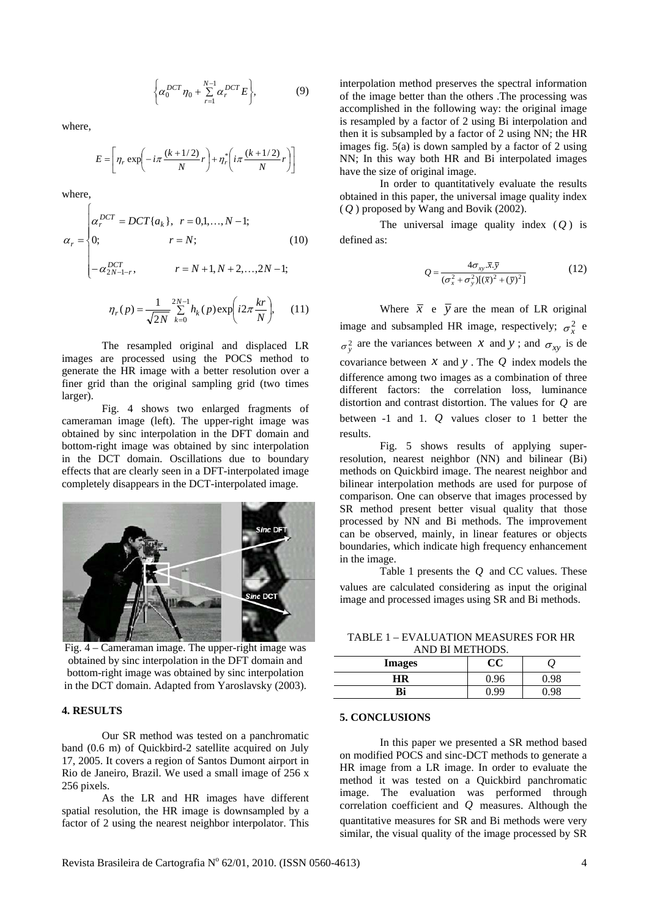$$\left\{\alpha_0^{DCT}\eta_0 + \sum_{r=1}^{N-1}\alpha_r^{DCT}E\right\}, \qquad (9)$$

where,

$$E = \left[\eta_r \exp\left(-i\pi\frac{(k+1/2)}{N}r\right) + \eta_r^*\left(i\pi\frac{(k+1/2)}{N}r\right)\right]$$

where,

$$\alpha_r = \begin{cases} \alpha_r^{DCT} = DCT\{a_k\}, & r = 0,1,\ldots,N-1; \\ 0; & r = N; \\ -\alpha_{2N-1-r}^{DCT}, & r = N+1, N+2, \ldots, 2N-1; \end{cases} \qquad (10)$$

$$\eta_r(p) = \frac{1}{\sqrt{2N}}\sum_{k=0}^{2N-1} h_k(p)\exp\left(i2\pi\frac{kr}{N}\right), \qquad (11)$$

The resampled original and displaced LR images are processed using the POCS method to generate the HR image with a better resolution over a finer grid than the original sampling grid (two times larger).

Fig. 4 shows two enlarged fragments of cameraman image (left). The upper-right image was obtained by sinc interpolation in the DFT domain and bottom-right image was obtained by sinc interpolation in the DCT domain. Oscillations due to boundary effects that are clearly seen in a DFT-interpolated image completely disappears in the DCT-interpolated image.

Sinc DFT

Sinc DCT

Fig. 4 – Cameraman image. The upper-right image was obtained by sinc interpolation in the DFT domain and bottom-right image was obtained by sinc interpolation in the DCT domain. Adapted from Yaroslavsky (2003).

## 4. RESULTS

Our SR method was tested on a panchromatic band (0.6 m) of Quickbird-2 satellite acquired on July 17, 2005. It covers a region of Santos Dumont airport in Rio de Janeiro, Brazil. We used a small image of 256 x 256 pixels.

As the LR and HR images have different spatial resolution, the HR image is downsampled by a factor of 2 using the nearest neighbor interpolator. This interpolation method preserves the spectral information of the image better than the others .The processing was accomplished in the following way: the original image is resampled by a factor of 2 using Bi interpolation and then it is subsampled by a factor of 2 using NN; the HR images fig. 5(a) is down sampled by a factor of 2 using NN; In this way both HR and Bi interpolated images have the size of original image.

In order to quantitatively evaluate the results obtained in this paper, the universal image quality index ($Q$) proposed by Wang and Bovik (2002).

The universal image quality index ($Q$) is defined as:

$$Q = \frac{4\sigma_{xy}.\bar{x}.\bar{y}}{(\sigma_x^2 + \sigma_y^2)[(\bar{x})^2 + (\bar{y})^2]} \qquad (12)$$

Where $\bar{x}$ e $\bar{y}$ are the mean of LR original image and subsampled HR image, respectively; $\sigma_x^2$ e $\sigma_y^2$ are the variances between $x$ and $y$; and $\sigma_{xy}$ is de covariance between $x$ and $y$. The $Q$ index models the difference among two images as a combination of three different factors: the correlation loss, luminance distortion and contrast distortion. The values for $Q$ are between -1 and 1. $Q$ values closer to 1 better the results.

Fig. 5 shows results of applying super-resolution, nearest neighbor (NN) and bilinear (Bi) methods on Quickbird image. The nearest neighbor and bilinear interpolation methods are used for purpose of comparison. One can observe that images processed by SR method present better visual quality that those processed by NN and Bi methods. The improvement can be observed, mainly, in linear features or objects boundaries, which indicate high frequency enhancement in the image.

Table 1 presents the $Q$ and CC values. These values are calculated considering as input the original image and processed images using SR and Bi methods.

TABLE 1 – EVALUATION MEASURES FOR HR AND BI METHODS.

| **Images** | **CC** | $Q$ |
|---|---|---|
| **HR** | 0.96 | 0.98 |
| **Bi** | 0.99 | 0.98 |

## 5. CONCLUSIONS

In this paper we presented a SR method based on modified POCS and sinc-DCT methods to generate a HR image from a LR image. In order to evaluate the method it was tested on a Quickbird panchromatic image. The evaluation was performed through correlation coefficient and $Q$ measures. Although the quantitative measures for SR and Bi methods were very similar, the visual quality of the image processed by SR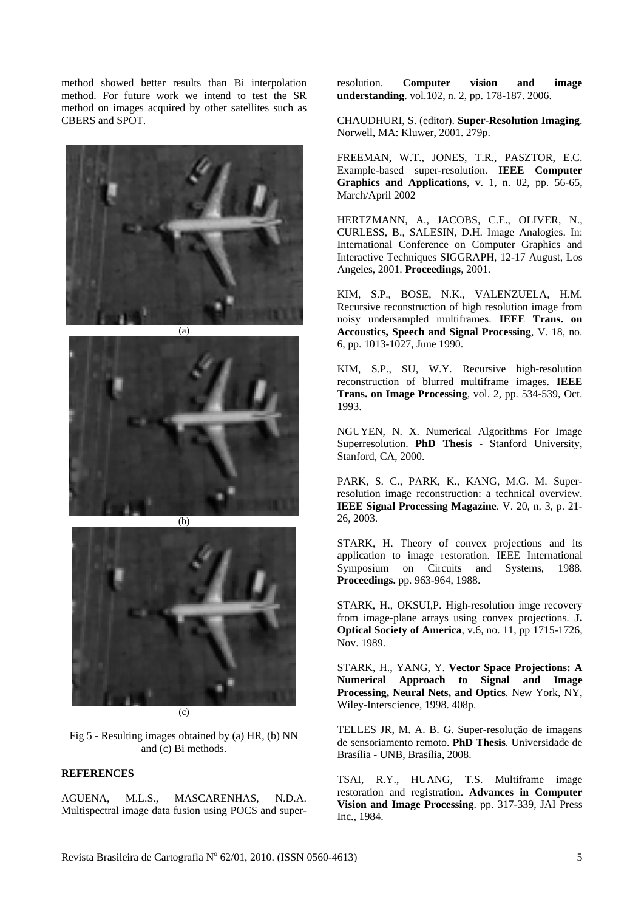method showed better results than Bi interpolation method. For future work we intend to test the SR method on images acquired by other satellites such as CBERS and SPOT.

(a)

(b)

(c)

Fig 5 - Resulting images obtained by (a) HR, (b) NN and (c) Bi methods.

## REFERENCES

AGUENA, M.L.S., MASCARENHAS, N.D.A. Multispectral image data fusion using POCS and super-resolution. **Computer vision and image understanding**. vol.102, n. 2, pp. 178-187. 2006.

CHAUDHURI, S. (editor). **Super-Resolution Imaging**. Norwell, MA: Kluwer, 2001. 279p.

FREEMAN, W.T., JONES, T.R., PASZTOR, E.C. Example-based super-resolution. **IEEE Computer Graphics and Applications**, v. 1, n. 02, pp. 56-65, March/April 2002

HERTZMANN, A., JACOBS, C.E., OLIVER, N., CURLESS, B., SALESIN, D.H. Image Analogies. In: International Conference on Computer Graphics and Interactive Techniques SIGGRAPH, 12-17 August, Los Angeles, 2001. **Proceedings**, 2001.

KIM, S.P., BOSE, N.K., VALENZUELA, H.M. Recursive reconstruction of high resolution image from noisy undersampled multiframes. **IEEE Trans. on Accoustics, Speech and Signal Processing**, V. 18, no. 6, pp. 1013-1027, June 1990.

KIM, S.P., SU, W.Y. Recursive high-resolution reconstruction of blurred multiframe images. **IEEE Trans. on Image Processing**, vol. 2, pp. 534-539, Oct. 1993.

NGUYEN, N. X. Numerical Algorithms For Image Superresolution. **PhD Thesis** - Stanford University, Stanford, CA, 2000.

PARK, S. C., PARK, K., KANG, M.G. M. Super-resolution image reconstruction: a technical overview. **IEEE Signal Processing Magazine**. V. 20, n. 3, p. 21-26, 2003.

STARK, H. Theory of convex projections and its application to image restoration. IEEE International Symposium on Circuits and Systems, 1988. **Proceedings.** pp. 963-964, 1988.

STARK, H., OKSUI,P. High-resolution imge recovery from image-plane arrays using convex projections. **J. Optical Society of America**, v.6, no. 11, pp 1715-1726, Nov. 1989.

STARK, H., YANG, Y. **Vector Space Projections: A Numerical Approach to Signal and Image Processing, Neural Nets, and Optics**. New York, NY, Wiley-Interscience, 1998. 408p.

TELLES JR, M. A. B. G. Super-resolução de imagens de sensoriamento remoto. **PhD Thesis**. Universidade de Brasília - UNB, Brasília, 2008.

TSAI, R.Y., HUANG, T.S. Multiframe image restoration and registration. **Advances in Computer Vision and Image Processing**. pp. 317-339, JAI Press Inc., 1984.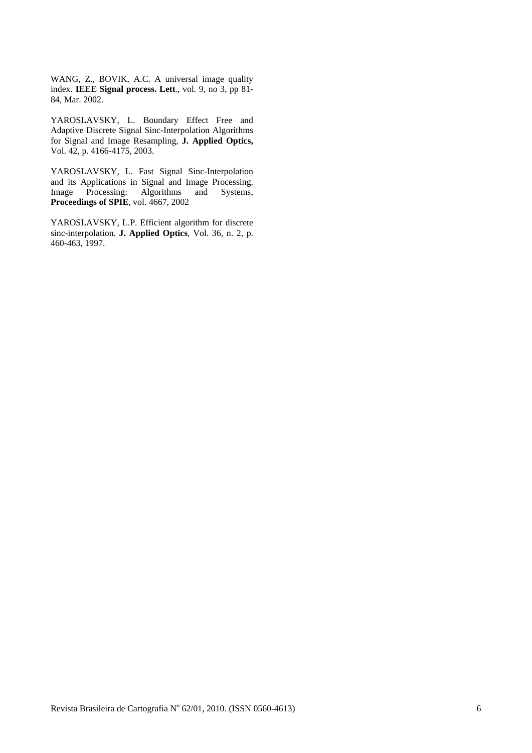WANG, Z., BOVIK, A.C. A universal image quality index. **IEEE Signal process. Lett**., vol. 9, no 3, pp 81-84, Mar. 2002.

YAROSLAVSKY, L. Boundary Effect Free and Adaptive Discrete Signal Sinc-Interpolation Algorithms for Signal and Image Resampling, **J. Applied Optics,** Vol. 42, p. 4166-4175, 2003.

YAROSLAVSKY, L. Fast Signal Sinc-Interpolation and its Applications in Signal and Image Processing. Image Processing: Algorithms and Systems, **Proceedings of SPIE**, vol. 4667, 2002

YAROSLAVSKY, L.P. Efficient algorithm for discrete sinc-interpolation. **J. Applied Optics**, Vol. 36, n. 2, p. 460-463, 1997.